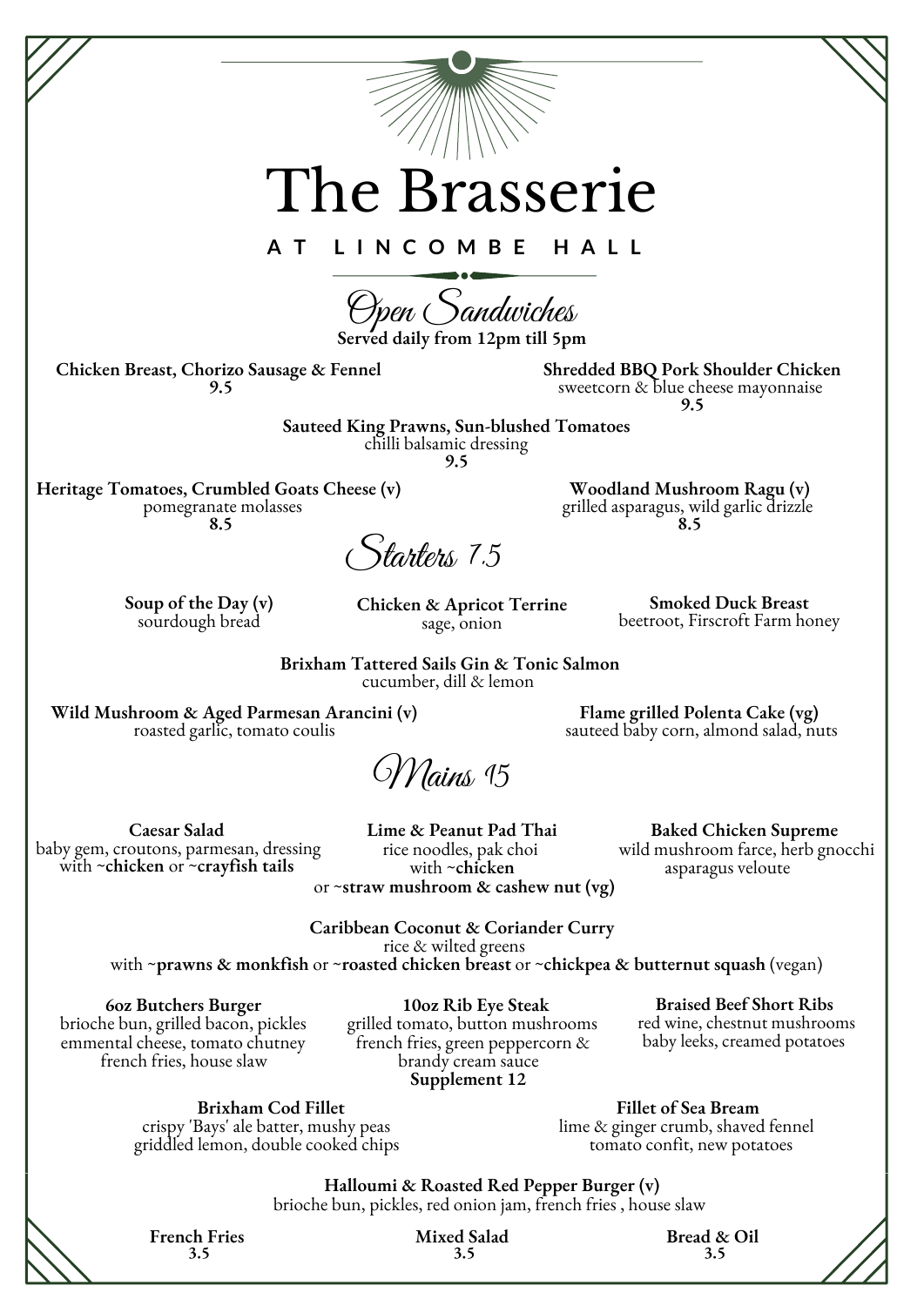# The Brasserie

**AT LINCOMBE HALL**

## Open Sandwiches

**Served daily from 12pm till 5pm**

**Chicken Breast, Chorizo Sausage & Fennel**
**9.5**

**Shredded BBQ Pork Shoulder Chicken**
sweetcorn & blue cheese mayonnaise
**9.5**

**Sauteed King Prawns, Sun-blushed Tomatoes**
chilli balsamic dressing
**9.5**

**Heritage Tomatoes, Crumbled Goats Cheese (v)**
pomegranate molasses
**8.5**

**Woodland Mushroom Ragu (v)**
grilled asparagus, wild garlic drizzle
**8.5**

## Starters 7.5

**Soup of the Day (v)**
sourdough bread

**Chicken & Apricot Terrine**
sage, onion

**Smoked Duck Breast**
beetroot, Firscroft Farm honey

**Brixham Tattered Sails Gin & Tonic Salmon**
cucumber, dill & lemon

**Wild Mushroom & Aged Parmesan Arancini (v)**
roasted garlic, tomato coulis

**Flame grilled Polenta Cake (vg)**
sauteed baby corn, almond salad, nuts

## Mains 15

**Caesar Salad**
baby gem, croutons, parmesan, dressing
with ~**chicken** or ~**crayfish tails**

**Lime & Peanut Pad Thai**
rice noodles, pak choi
with ~**chicken**
or ~**straw mushroom & cashew nut (vg)**

**Baked Chicken Supreme**
wild mushroom farce, herb gnocchi
asparagus veloute

**Caribbean Coconut & Coriander Curry**
rice & wilted greens
with ~**prawns & monkfish** or ~**roasted chicken breast** or ~**chickpea & butternut squash** (vegan)

**6oz Butchers Burger**
brioche bun, grilled bacon, pickles
emmental cheese, tomato chutney
french fries, house slaw

**10oz Rib Eye Steak**
grilled tomato, button mushrooms
french fries, green peppercorn &
brandy cream sauce
**Supplement 12**

**Braised Beef Short Ribs**
red wine, chestnut mushrooms
baby leeks, creamed potatoes

**Brixham Cod Fillet**
crispy 'Bays' ale batter, mushy peas
griddled lemon, double cooked chips

**Fillet of Sea Bream**
lime & ginger crumb, shaved fennel
tomato confit, new potatoes

**Halloumi & Roasted Red Pepper Burger (v)**
brioche bun, pickles, red onion jam, french fries , house slaw

**French Fries**
**3.5**

**Mixed Salad**
**3.5**

**Bread & Oil**
**3.5**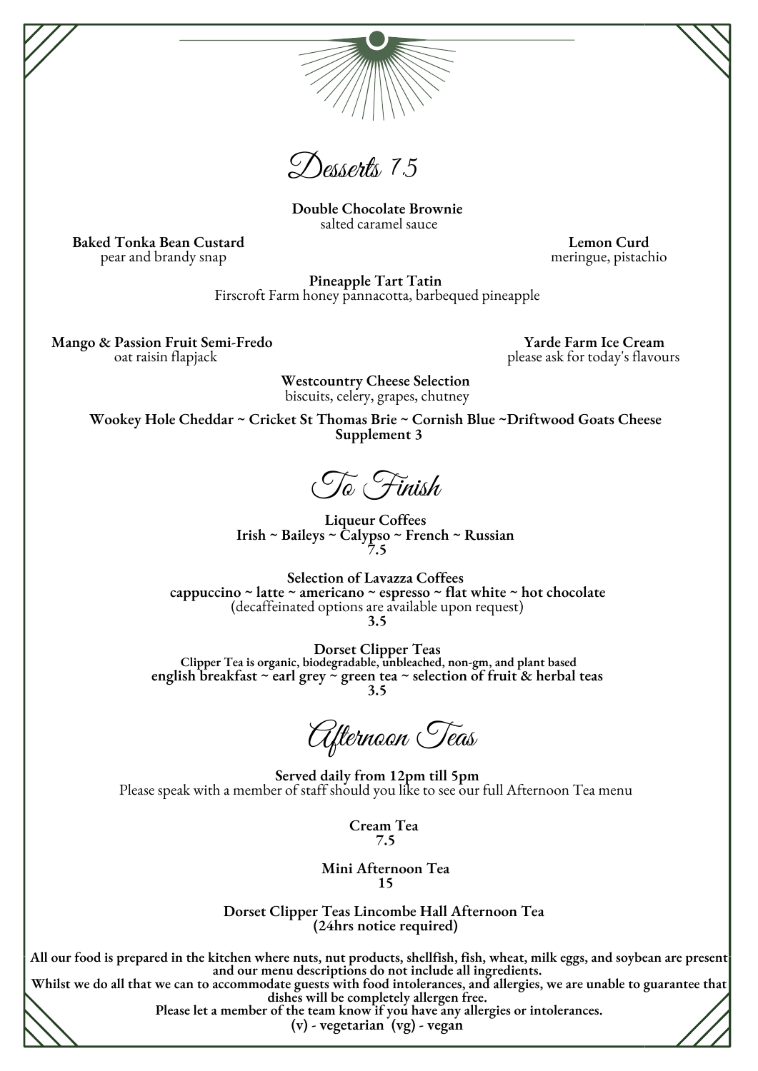# Desserts 7.5

**Double Chocolate Brownie**
salted caramel sauce

**Baked Tonka Bean Custard**
pear and brandy snap

**Lemon Curd**
meringue, pistachio

**Pineapple Tart Tatin**
Firscroft Farm honey pannacotta, barbequed pineapple

**Mango & Passion Fruit Semi-Fredo**
oat raisin flapjack

**Yarde Farm Ice Cream**
please ask for today's flavours

**Westcountry Cheese Selection**
biscuits, celery, grapes, chutney

**Wookey Hole Cheddar ~ Cricket St Thomas Brie ~ Cornish Blue ~Driftwood Goats Cheese**
**Supplement 3**

# To Finish

**Liqueur Coffees**
**Irish ~ Baileys ~ Calypso ~ French ~ Russian**
**7.5**

**Selection of Lavazza Coffees**
**cappuccino ~ latte ~ americano ~ espresso ~ flat white ~ hot chocolate**
(decaffeinated options are available upon request)
**3.5**

**Dorset Clipper Teas**
**Clipper Tea is organic, biodegradable, unbleached, non-gm, and plant based**
**english breakfast ~ earl grey ~ green tea ~ selection of fruit & herbal teas**
**3.5**

# Afternoon Teas

**Served daily from 12pm till 5pm**
Please speak with a member of staff should you like to see our full Afternoon Tea menu

**Cream Tea**
**7.5**

**Mini Afternoon Tea**
**15**

**Dorset Clipper Teas Lincombe Hall Afternoon Tea**
**(24hrs notice required)**

**All our food is prepared in the kitchen where nuts, nut products, shellfish, fish, wheat, milk eggs, and soybean are present and our menu descriptions do not include all ingredients.**
**Whilst we do all that we can to accommodate guests with food intolerances, and allergies, we are unable to guarantee that dishes will be completely allergen free.**
**Please let a member of the team know if you have any allergies or intolerances.**
**(v) - vegetarian (vg) - vegan**